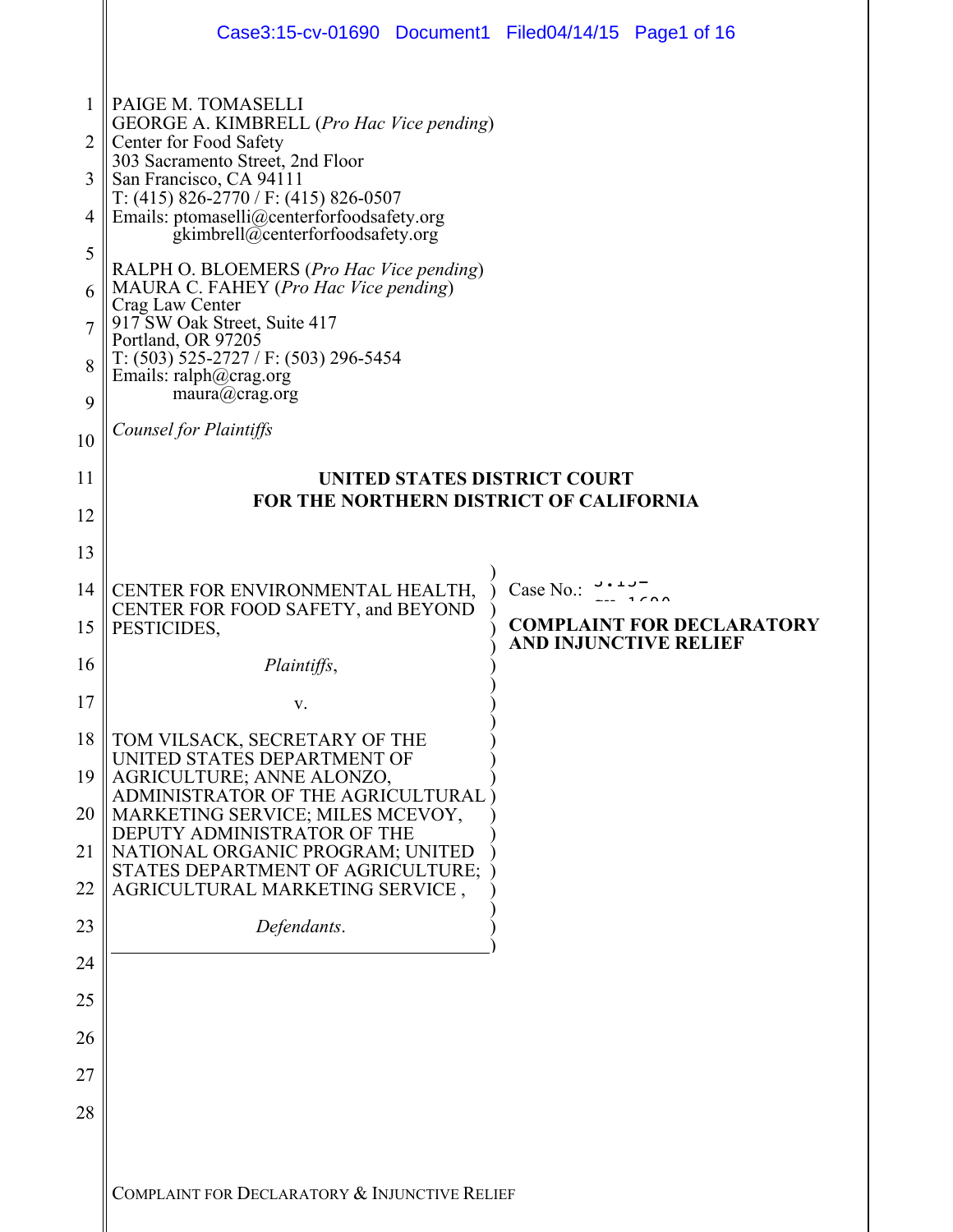PAIGE M. TOMASELLI
GEORGE A. KIMBRELL (*Pro Hac Vice pending*)
Center for Food Safety
303 Sacramento Street, 2nd Floor
San Francisco, CA 94111
T: (415) 826-2770 / F: (415) 826-0507
Emails: ptomaselli@centerforfoodsafety.org
gkimbrell@centerforfoodsafety.org

RALPH O. BLOEMERS (*Pro Hac Vice pending*)
MAURA C. FAHEY (*Pro Hac Vice pending*)
Crag Law Center
917 SW Oak Street, Suite 417
Portland, OR 97205
T: (503) 525-2727 / F: (503) 296-5454
Emails: ralph@crag.org
maura@crag.org

*Counsel for Plaintiffs*

**UNITED STATES DISTRICT COURT**
**FOR THE NORTHERN DISTRICT OF CALIFORNIA**

CENTER FOR ENVIRONMENTAL HEALTH, CENTER FOR FOOD SAFETY, and BEYOND PESTICIDES,

*Plaintiffs*,

v.

TOM VILSACK, SECRETARY OF THE UNITED STATES DEPARTMENT OF AGRICULTURE; ANNE ALONZO, ADMINISTRATOR OF THE AGRICULTURAL MARKETING SERVICE; MILES MCEVOY, DEPUTY ADMINISTRATOR OF THE NATIONAL ORGANIC PROGRAM; UNITED STATES DEPARTMENT OF AGRICULTURE; AGRICULTURAL MARKETING SERVICE ,

*Defendants*.

Case No.: 3:15-cv-1690

**COMPLAINT FOR DECLARATORY AND INJUNCTIVE RELIEF**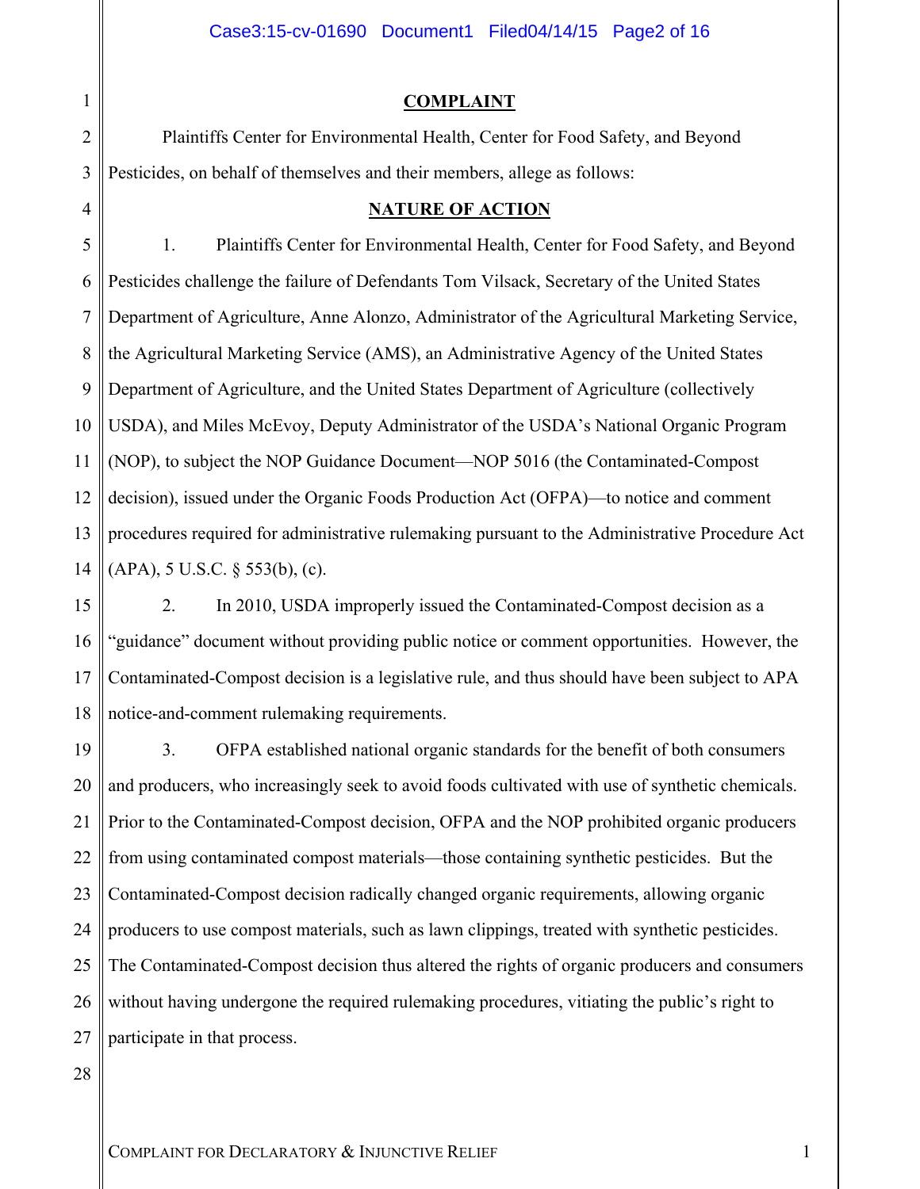## COMPLAINT

Plaintiffs Center for Environmental Health, Center for Food Safety, and Beyond Pesticides, on behalf of themselves and their members, allege as follows:

## NATURE OF ACTION

1. Plaintiffs Center for Environmental Health, Center for Food Safety, and Beyond Pesticides challenge the failure of Defendants Tom Vilsack, Secretary of the United States Department of Agriculture, Anne Alonzo, Administrator of the Agricultural Marketing Service, the Agricultural Marketing Service (AMS), an Administrative Agency of the United States Department of Agriculture, and the United States Department of Agriculture (collectively USDA), and Miles McEvoy, Deputy Administrator of the USDA's National Organic Program (NOP), to subject the NOP Guidance Document—NOP 5016 (the Contaminated-Compost decision), issued under the Organic Foods Production Act (OFPA)—to notice and comment procedures required for administrative rulemaking pursuant to the Administrative Procedure Act (APA), 5 U.S.C. § 553(b), (c).

2. In 2010, USDA improperly issued the Contaminated-Compost decision as a "guidance" document without providing public notice or comment opportunities. However, the Contaminated-Compost decision is a legislative rule, and thus should have been subject to APA notice-and-comment rulemaking requirements.

3. OFPA established national organic standards for the benefit of both consumers and producers, who increasingly seek to avoid foods cultivated with use of synthetic chemicals. Prior to the Contaminated-Compost decision, OFPA and the NOP prohibited organic producers from using contaminated compost materials—those containing synthetic pesticides. But the Contaminated-Compost decision radically changed organic requirements, allowing organic producers to use compost materials, such as lawn clippings, treated with synthetic pesticides. The Contaminated-Compost decision thus altered the rights of organic producers and consumers without having undergone the required rulemaking procedures, vitiating the public's right to participate in that process.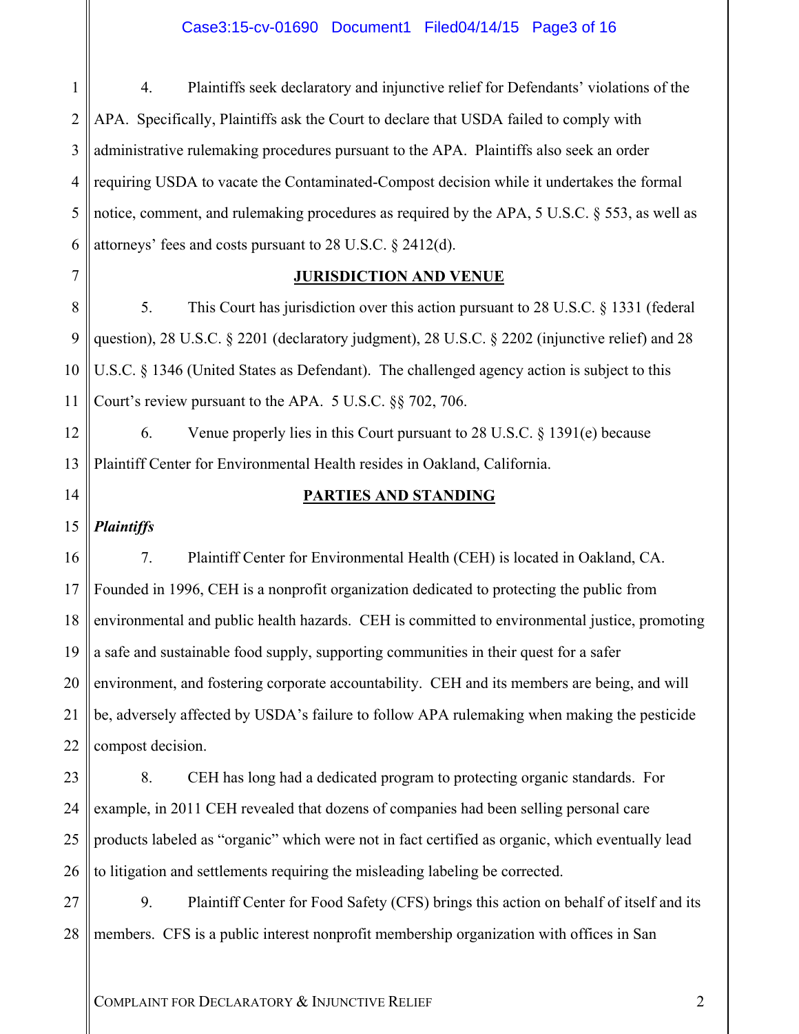4. Plaintiffs seek declaratory and injunctive relief for Defendants' violations of the APA. Specifically, Plaintiffs ask the Court to declare that USDA failed to comply with administrative rulemaking procedures pursuant to the APA. Plaintiffs also seek an order requiring USDA to vacate the Contaminated-Compost decision while it undertakes the formal notice, comment, and rulemaking procedures as required by the APA, 5 U.S.C. § 553, as well as attorneys' fees and costs pursuant to 28 U.S.C. § 2412(d).

## JURISDICTION AND VENUE

5. This Court has jurisdiction over this action pursuant to 28 U.S.C. § 1331 (federal question), 28 U.S.C. § 2201 (declaratory judgment), 28 U.S.C. § 2202 (injunctive relief) and 28 U.S.C. § 1346 (United States as Defendant). The challenged agency action is subject to this Court's review pursuant to the APA. 5 U.S.C. §§ 702, 706.

6. Venue properly lies in this Court pursuant to 28 U.S.C. § 1391(e) because Plaintiff Center for Environmental Health resides in Oakland, California.

## PARTIES AND STANDING

***Plaintiffs***

7. Plaintiff Center for Environmental Health (CEH) is located in Oakland, CA. Founded in 1996, CEH is a nonprofit organization dedicated to protecting the public from environmental and public health hazards. CEH is committed to environmental justice, promoting a safe and sustainable food supply, supporting communities in their quest for a safer environment, and fostering corporate accountability. CEH and its members are being, and will be, adversely affected by USDA's failure to follow APA rulemaking when making the pesticide compost decision.

8. CEH has long had a dedicated program to protecting organic standards. For example, in 2011 CEH revealed that dozens of companies had been selling personal care products labeled as "organic" which were not in fact certified as organic, which eventually lead to litigation and settlements requiring the misleading labeling be corrected.

9. Plaintiff Center for Food Safety (CFS) brings this action on behalf of itself and its members. CFS is a public interest nonprofit membership organization with offices in San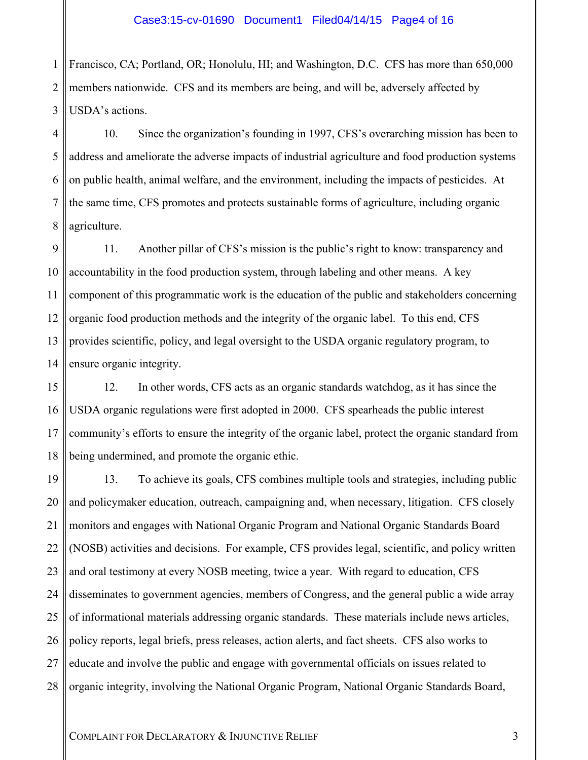Francisco, CA; Portland, OR; Honolulu, HI; and Washington, D.C. CFS has more than 650,000 members nationwide. CFS and its members are being, and will be, adversely affected by USDA's actions.

10. Since the organization's founding in 1997, CFS's overarching mission has been to address and ameliorate the adverse impacts of industrial agriculture and food production systems on public health, animal welfare, and the environment, including the impacts of pesticides. At the same time, CFS promotes and protects sustainable forms of agriculture, including organic agriculture.

11. Another pillar of CFS's mission is the public's right to know: transparency and accountability in the food production system, through labeling and other means. A key component of this programmatic work is the education of the public and stakeholders concerning organic food production methods and the integrity of the organic label. To this end, CFS provides scientific, policy, and legal oversight to the USDA organic regulatory program, to ensure organic integrity.

12. In other words, CFS acts as an organic standards watchdog, as it has since the USDA organic regulations were first adopted in 2000. CFS spearheads the public interest community's efforts to ensure the integrity of the organic label, protect the organic standard from being undermined, and promote the organic ethic.

13. To achieve its goals, CFS combines multiple tools and strategies, including public and policymaker education, outreach, campaigning and, when necessary, litigation. CFS closely monitors and engages with National Organic Program and National Organic Standards Board (NOSB) activities and decisions. For example, CFS provides legal, scientific, and policy written and oral testimony at every NOSB meeting, twice a year. With regard to education, CFS disseminates to government agencies, members of Congress, and the general public a wide array of informational materials addressing organic standards. These materials include news articles, policy reports, legal briefs, press releases, action alerts, and fact sheets. CFS also works to educate and involve the public and engage with governmental officials on issues related to organic integrity, involving the National Organic Program, National Organic Standards Board,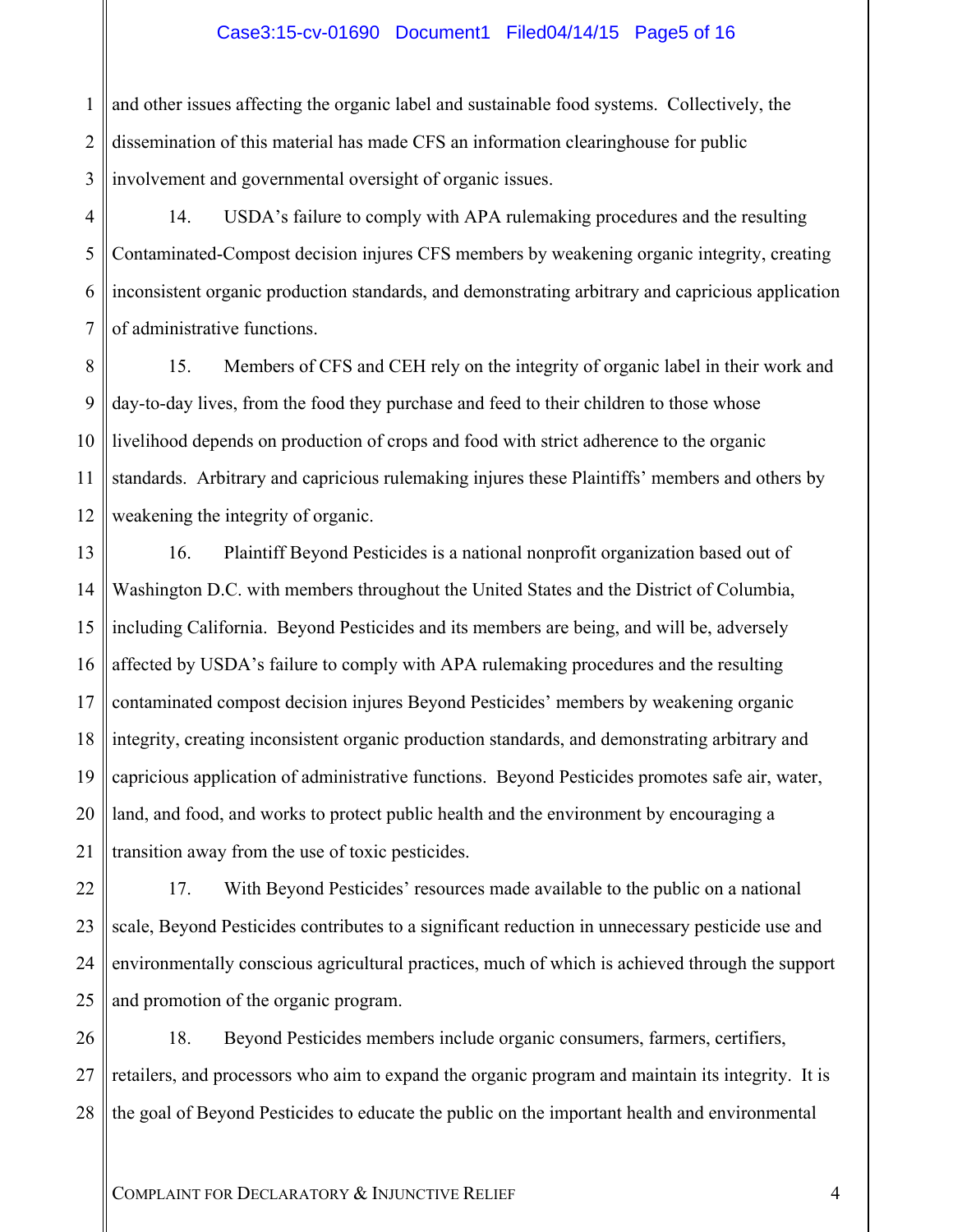and other issues affecting the organic label and sustainable food systems. Collectively, the dissemination of this material has made CFS an information clearinghouse for public involvement and governmental oversight of organic issues.

14. USDA's failure to comply with APA rulemaking procedures and the resulting Contaminated-Compost decision injures CFS members by weakening organic integrity, creating inconsistent organic production standards, and demonstrating arbitrary and capricious application of administrative functions.

15. Members of CFS and CEH rely on the integrity of organic label in their work and day-to-day lives, from the food they purchase and feed to their children to those whose livelihood depends on production of crops and food with strict adherence to the organic standards. Arbitrary and capricious rulemaking injures these Plaintiffs' members and others by weakening the integrity of organic.

16. Plaintiff Beyond Pesticides is a national nonprofit organization based out of Washington D.C. with members throughout the United States and the District of Columbia, including California. Beyond Pesticides and its members are being, and will be, adversely affected by USDA's failure to comply with APA rulemaking procedures and the resulting contaminated compost decision injures Beyond Pesticides' members by weakening organic integrity, creating inconsistent organic production standards, and demonstrating arbitrary and capricious application of administrative functions. Beyond Pesticides promotes safe air, water, land, and food, and works to protect public health and the environment by encouraging a transition away from the use of toxic pesticides.

17. With Beyond Pesticides' resources made available to the public on a national scale, Beyond Pesticides contributes to a significant reduction in unnecessary pesticide use and environmentally conscious agricultural practices, much of which is achieved through the support and promotion of the organic program.

18. Beyond Pesticides members include organic consumers, farmers, certifiers, retailers, and processors who aim to expand the organic program and maintain its integrity. It is the goal of Beyond Pesticides to educate the public on the important health and environmental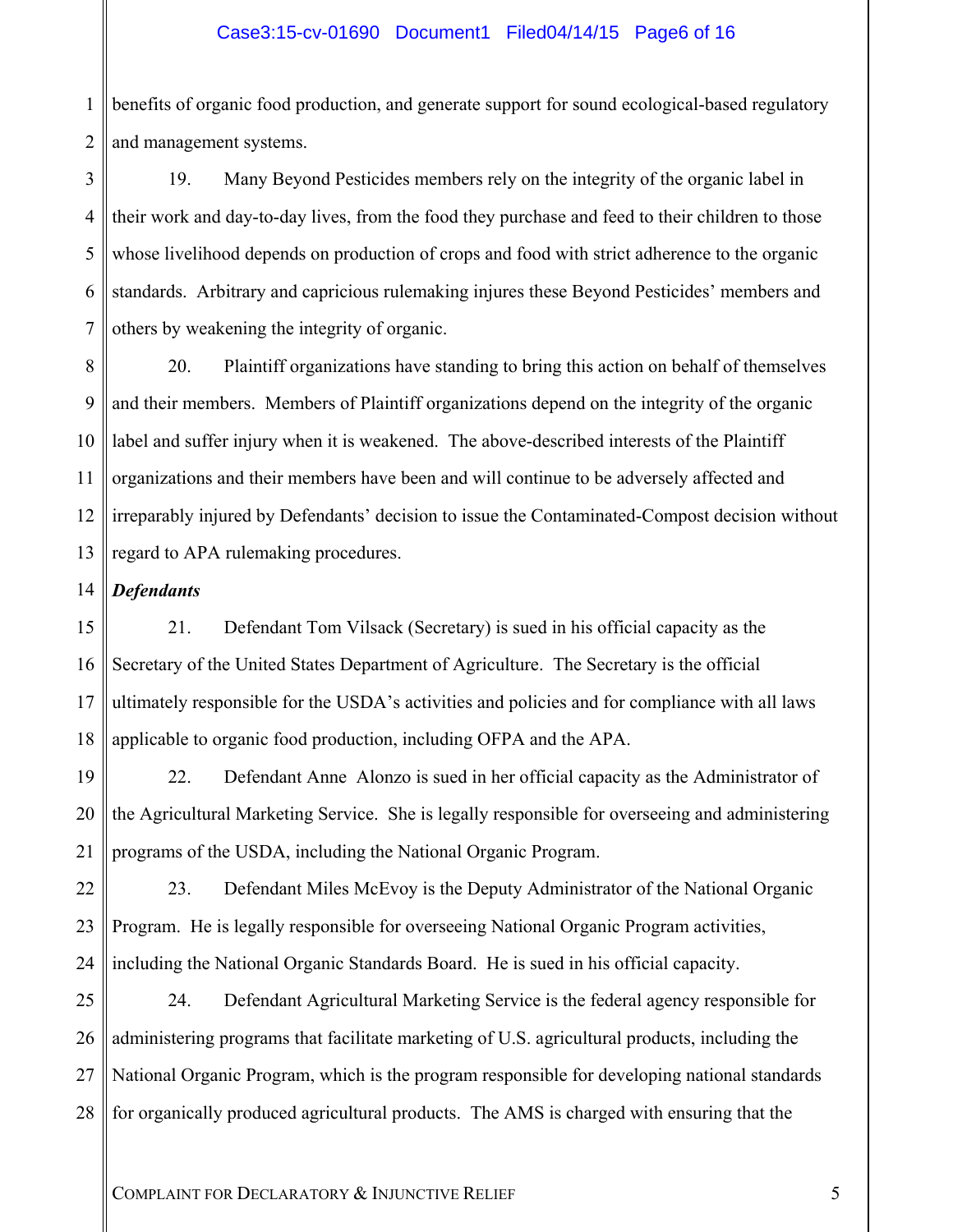benefits of organic food production, and generate support for sound ecological-based regulatory and management systems.

19. Many Beyond Pesticides members rely on the integrity of the organic label in their work and day-to-day lives, from the food they purchase and feed to their children to those whose livelihood depends on production of crops and food with strict adherence to the organic standards. Arbitrary and capricious rulemaking injures these Beyond Pesticides' members and others by weakening the integrity of organic.

20. Plaintiff organizations have standing to bring this action on behalf of themselves and their members. Members of Plaintiff organizations depend on the integrity of the organic label and suffer injury when it is weakened. The above-described interests of the Plaintiff organizations and their members have been and will continue to be adversely affected and irreparably injured by Defendants' decision to issue the Contaminated-Compost decision without regard to APA rulemaking procedures.

***Defendants***

21. Defendant Tom Vilsack (Secretary) is sued in his official capacity as the Secretary of the United States Department of Agriculture. The Secretary is the official ultimately responsible for the USDA's activities and policies and for compliance with all laws applicable to organic food production, including OFPA and the APA.

22. Defendant Anne Alonzo is sued in her official capacity as the Administrator of the Agricultural Marketing Service. She is legally responsible for overseeing and administering programs of the USDA, including the National Organic Program.

23. Defendant Miles McEvoy is the Deputy Administrator of the National Organic Program. He is legally responsible for overseeing National Organic Program activities, including the National Organic Standards Board. He is sued in his official capacity.

24. Defendant Agricultural Marketing Service is the federal agency responsible for administering programs that facilitate marketing of U.S. agricultural products, including the National Organic Program, which is the program responsible for developing national standards for organically produced agricultural products. The AMS is charged with ensuring that the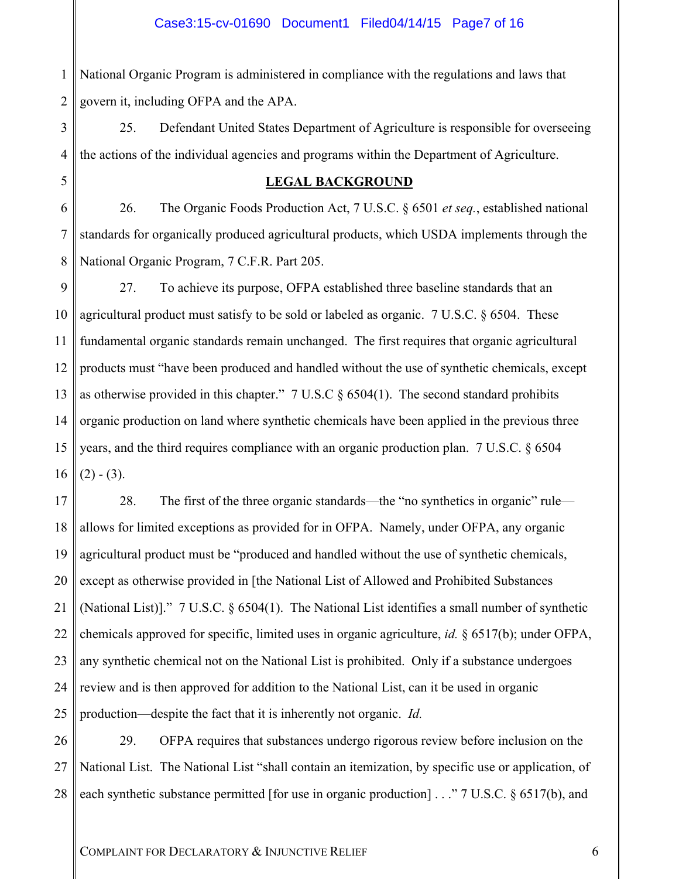National Organic Program is administered in compliance with the regulations and laws that govern it, including OFPA and the APA.

25. Defendant United States Department of Agriculture is responsible for overseeing the actions of the individual agencies and programs within the Department of Agriculture.

## **LEGAL BACKGROUND**

26. The Organic Foods Production Act, 7 U.S.C. § 6501 *et seq.*, established national standards for organically produced agricultural products, which USDA implements through the National Organic Program, 7 C.F.R. Part 205.

27. To achieve its purpose, OFPA established three baseline standards that an agricultural product must satisfy to be sold or labeled as organic. 7 U.S.C. § 6504. These fundamental organic standards remain unchanged. The first requires that organic agricultural products must "have been produced and handled without the use of synthetic chemicals, except as otherwise provided in this chapter." 7 U.S.C § 6504(1). The second standard prohibits organic production on land where synthetic chemicals have been applied in the previous three years, and the third requires compliance with an organic production plan. 7 U.S.C. § 6504 (2) - (3).

28. The first of the three organic standards—the "no synthetics in organic" rule—allows for limited exceptions as provided for in OFPA. Namely, under OFPA, any organic agricultural product must be "produced and handled without the use of synthetic chemicals, except as otherwise provided in [the National List of Allowed and Prohibited Substances (National List)]." 7 U.S.C. § 6504(1). The National List identifies a small number of synthetic chemicals approved for specific, limited uses in organic agriculture, *id.* § 6517(b); under OFPA, any synthetic chemical not on the National List is prohibited. Only if a substance undergoes review and is then approved for addition to the National List, can it be used in organic production—despite the fact that it is inherently not organic. *Id.*

29. OFPA requires that substances undergo rigorous review before inclusion on the National List. The National List "shall contain an itemization, by specific use or application, of each synthetic substance permitted [for use in organic production] . . ." 7 U.S.C. § 6517(b), and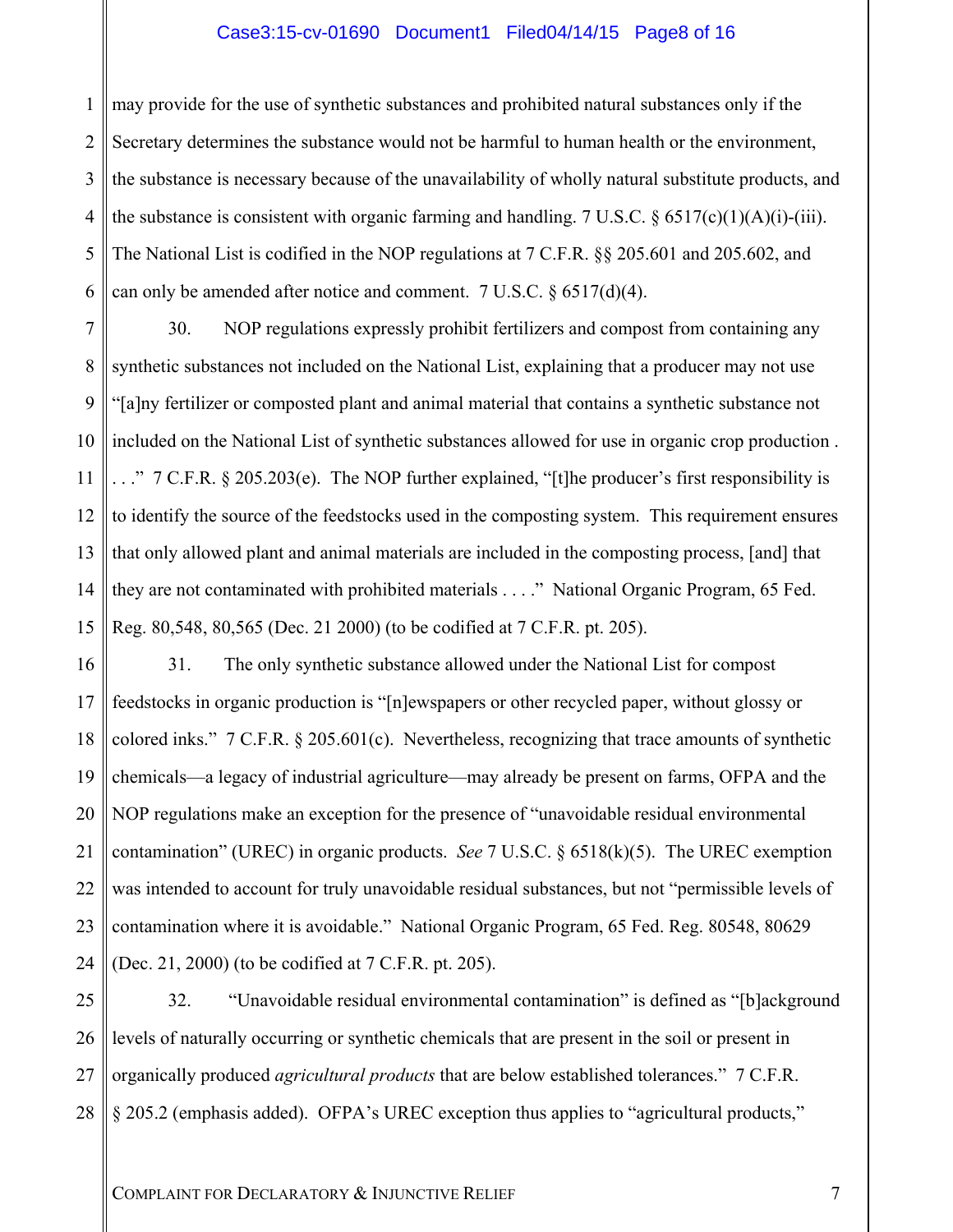may provide for the use of synthetic substances and prohibited natural substances only if the Secretary determines the substance would not be harmful to human health or the environment, the substance is necessary because of the unavailability of wholly natural substitute products, and the substance is consistent with organic farming and handling. 7 U.S.C. § 6517(c)(1)(A)(i)-(iii). The National List is codified in the NOP regulations at 7 C.F.R. §§ 205.601 and 205.602, and can only be amended after notice and comment. 7 U.S.C. § 6517(d)(4).

30. NOP regulations expressly prohibit fertilizers and compost from containing any synthetic substances not included on the National List, explaining that a producer may not use "[a]ny fertilizer or composted plant and animal material that contains a synthetic substance not included on the National List of synthetic substances allowed for use in organic crop production . . . ." 7 C.F.R. § 205.203(e). The NOP further explained, "[t]he producer's first responsibility is to identify the source of the feedstocks used in the composting system. This requirement ensures that only allowed plant and animal materials are included in the composting process, [and] that they are not contaminated with prohibited materials . . . ." National Organic Program, 65 Fed. Reg. 80,548, 80,565 (Dec. 21 2000) (to be codified at 7 C.F.R. pt. 205).

31. The only synthetic substance allowed under the National List for compost feedstocks in organic production is "[n]ewspapers or other recycled paper, without glossy or colored inks." 7 C.F.R. § 205.601(c). Nevertheless, recognizing that trace amounts of synthetic chemicals—a legacy of industrial agriculture—may already be present on farms, OFPA and the NOP regulations make an exception for the presence of "unavoidable residual environmental contamination" (UREC) in organic products. *See* 7 U.S.C. § 6518(k)(5). The UREC exemption was intended to account for truly unavoidable residual substances, but not "permissible levels of contamination where it is avoidable." National Organic Program, 65 Fed. Reg. 80548, 80629 (Dec. 21, 2000) (to be codified at 7 C.F.R. pt. 205).

32. "Unavoidable residual environmental contamination" is defined as "[b]ackground levels of naturally occurring or synthetic chemicals that are present in the soil or present in organically produced *agricultural products* that are below established tolerances." 7 C.F.R. § 205.2 (emphasis added). OFPA's UREC exception thus applies to "agricultural products,"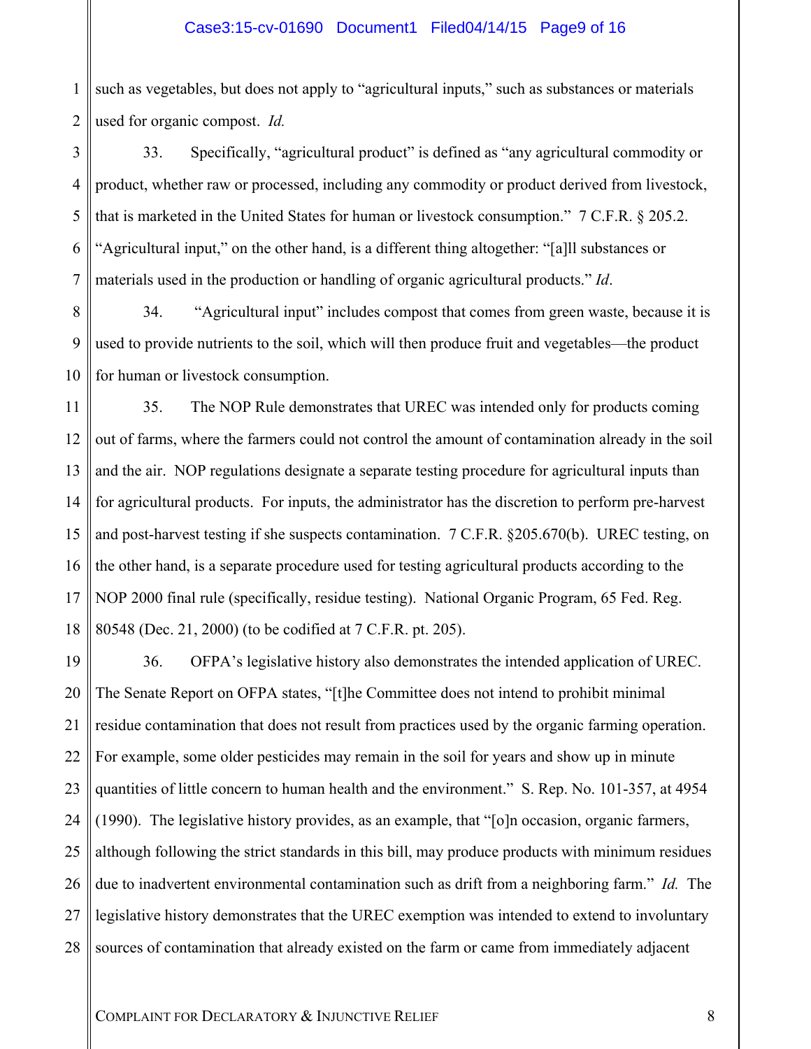such as vegetables, but does not apply to "agricultural inputs," such as substances or materials used for organic compost. *Id.*

33. Specifically, "agricultural product" is defined as "any agricultural commodity or product, whether raw or processed, including any commodity or product derived from livestock, that is marketed in the United States for human or livestock consumption." 7 C.F.R. § 205.2. "Agricultural input," on the other hand, is a different thing altogether: "[a]ll substances or materials used in the production or handling of organic agricultural products." *Id*.

34. "Agricultural input" includes compost that comes from green waste, because it is used to provide nutrients to the soil, which will then produce fruit and vegetables—the product for human or livestock consumption.

35. The NOP Rule demonstrates that UREC was intended only for products coming out of farms, where the farmers could not control the amount of contamination already in the soil and the air. NOP regulations designate a separate testing procedure for agricultural inputs than for agricultural products. For inputs, the administrator has the discretion to perform pre-harvest and post-harvest testing if she suspects contamination. 7 C.F.R. §205.670(b). UREC testing, on the other hand, is a separate procedure used for testing agricultural products according to the NOP 2000 final rule (specifically, residue testing). National Organic Program, 65 Fed. Reg. 80548 (Dec. 21, 2000) (to be codified at 7 C.F.R. pt. 205).

36. OFPA's legislative history also demonstrates the intended application of UREC. The Senate Report on OFPA states, "[t]he Committee does not intend to prohibit minimal residue contamination that does not result from practices used by the organic farming operation. For example, some older pesticides may remain in the soil for years and show up in minute quantities of little concern to human health and the environment." S. Rep. No. 101-357, at 4954 (1990). The legislative history provides, as an example, that "[o]n occasion, organic farmers, although following the strict standards in this bill, may produce products with minimum residues due to inadvertent environmental contamination such as drift from a neighboring farm." *Id.* The legislative history demonstrates that the UREC exemption was intended to extend to involuntary sources of contamination that already existed on the farm or came from immediately adjacent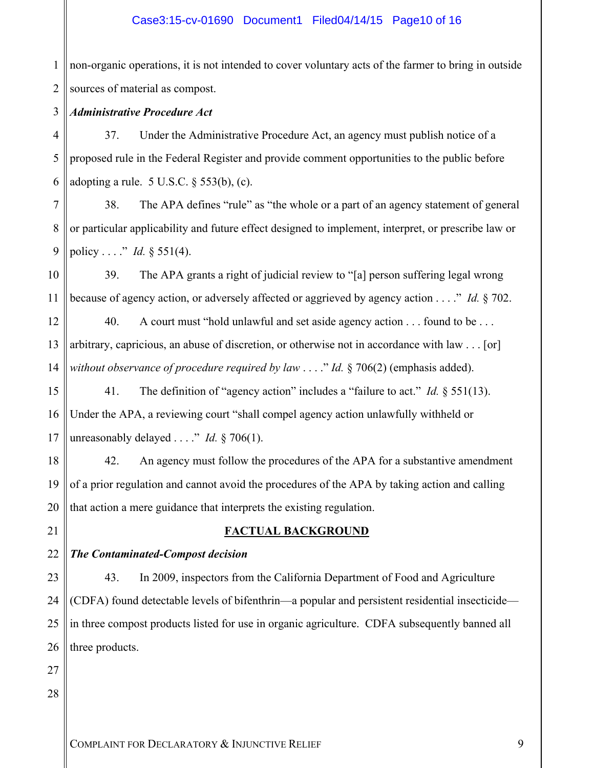non-organic operations, it is not intended to cover voluntary acts of the farmer to bring in outside sources of material as compost.

***Administrative Procedure Act***

37. Under the Administrative Procedure Act, an agency must publish notice of a proposed rule in the Federal Register and provide comment opportunities to the public before adopting a rule. 5 U.S.C. § 553(b), (c).

38. The APA defines "rule" as "the whole or a part of an agency statement of general or particular applicability and future effect designed to implement, interpret, or prescribe law or policy . . . ." *Id.* § 551(4).

39. The APA grants a right of judicial review to "[a] person suffering legal wrong because of agency action, or adversely affected or aggrieved by agency action . . . ." *Id.* § 702.

40. A court must "hold unlawful and set aside agency action . . . found to be . . . arbitrary, capricious, an abuse of discretion, or otherwise not in accordance with law . . . [or] *without observance of procedure required by law* . . . ." *Id.* § 706(2) (emphasis added).

41. The definition of "agency action" includes a "failure to act." *Id.* § 551(13). Under the APA, a reviewing court "shall compel agency action unlawfully withheld or unreasonably delayed . . . ." *Id.* § 706(1).

42. An agency must follow the procedures of the APA for a substantive amendment of a prior regulation and cannot avoid the procedures of the APA by taking action and calling that action a mere guidance that interprets the existing regulation.

## FACTUAL BACKGROUND

***The Contaminated-Compost decision***

43. In 2009, inspectors from the California Department of Food and Agriculture (CDFA) found detectable levels of bifenthrin—a popular and persistent residential insecticide—in three compost products listed for use in organic agriculture. CDFA subsequently banned all three products.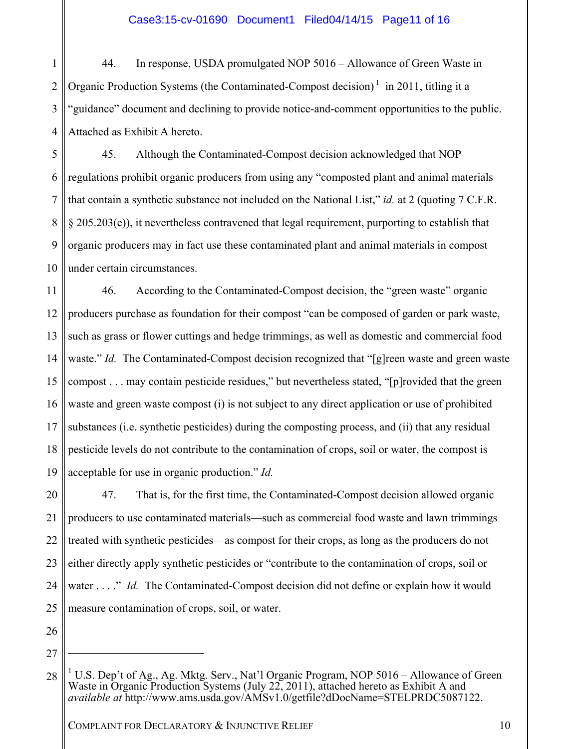44. In response, USDA promulgated NOP 5016 – Allowance of Green Waste in Organic Production Systems (the Contaminated-Compost decision)[1] in 2011, titling it a "guidance" document and declining to provide notice-and-comment opportunities to the public. Attached as Exhibit A hereto.

45. Although the Contaminated-Compost decision acknowledged that NOP regulations prohibit organic producers from using any "composted plant and animal materials that contain a synthetic substance not included on the National List," *id.* at 2 (quoting 7 C.F.R. § 205.203(e)), it nevertheless contravened that legal requirement, purporting to establish that organic producers may in fact use these contaminated plant and animal materials in compost under certain circumstances.

46. According to the Contaminated-Compost decision, the "green waste" organic producers purchase as foundation for their compost "can be composed of garden or park waste, such as grass or flower cuttings and hedge trimmings, as well as domestic and commercial food waste." *Id.* The Contaminated-Compost decision recognized that "[g]reen waste and green waste compost . . . may contain pesticide residues," but nevertheless stated, "[p]rovided that the green waste and green waste compost (i) is not subject to any direct application or use of prohibited substances (i.e. synthetic pesticides) during the composting process, and (ii) that any residual pesticide levels do not contribute to the contamination of crops, soil or water, the compost is acceptable for use in organic production." *Id.*

47. That is, for the first time, the Contaminated-Compost decision allowed organic producers to use contaminated materials—such as commercial food waste and lawn trimmings treated with synthetic pesticides—as compost for their crops, as long as the producers do not either directly apply synthetic pesticides or "contribute to the contamination of crops, soil or water . . . ." *Id.* The Contaminated-Compost decision did not define or explain how it would measure contamination of crops, soil, or water.

---

[1] U.S. Dep't of Ag., Ag. Mktg. Serv., Nat'l Organic Program, NOP 5016 – Allowance of Green Waste in Organic Production Systems (July 22, 2011), attached hereto as Exhibit A and *available at* http://www.ams.usda.gov/AMSv1.0/getfile?dDocName=STELPRDC5087122.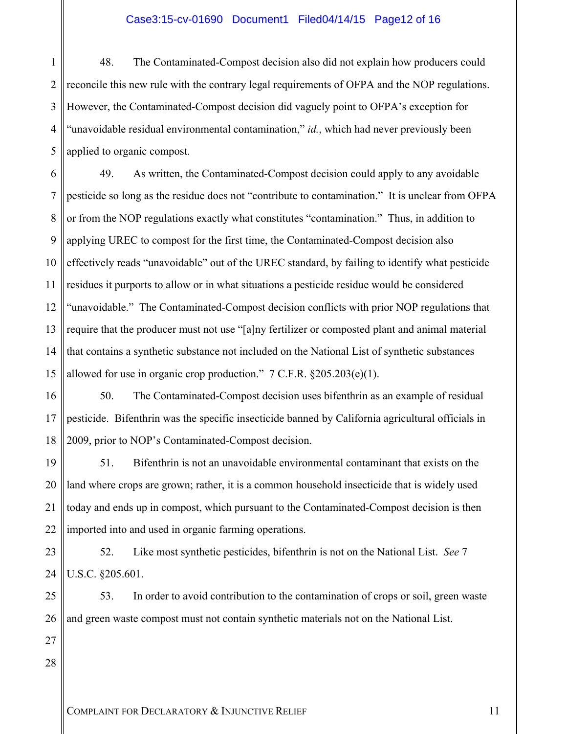48. The Contaminated-Compost decision also did not explain how producers could reconcile this new rule with the contrary legal requirements of OFPA and the NOP regulations. However, the Contaminated-Compost decision did vaguely point to OFPA's exception for "unavoidable residual environmental contamination," *id.*, which had never previously been applied to organic compost.

49. As written, the Contaminated-Compost decision could apply to any avoidable pesticide so long as the residue does not "contribute to contamination." It is unclear from OFPA or from the NOP regulations exactly what constitutes "contamination." Thus, in addition to applying UREC to compost for the first time, the Contaminated-Compost decision also effectively reads "unavoidable" out of the UREC standard, by failing to identify what pesticide residues it purports to allow or in what situations a pesticide residue would be considered "unavoidable." The Contaminated-Compost decision conflicts with prior NOP regulations that require that the producer must not use "[a]ny fertilizer or composted plant and animal material that contains a synthetic substance not included on the National List of synthetic substances allowed for use in organic crop production." 7 C.F.R. §205.203(e)(1).

50. The Contaminated-Compost decision uses bifenthrin as an example of residual pesticide. Bifenthrin was the specific insecticide banned by California agricultural officials in 2009, prior to NOP's Contaminated-Compost decision.

51. Bifenthrin is not an unavoidable environmental contaminant that exists on the land where crops are grown; rather, it is a common household insecticide that is widely used today and ends up in compost, which pursuant to the Contaminated-Compost decision is then imported into and used in organic farming operations.

52. Like most synthetic pesticides, bifenthrin is not on the National List. *See* 7 U.S.C. §205.601.

53. In order to avoid contribution to the contamination of crops or soil, green waste and green waste compost must not contain synthetic materials not on the National List.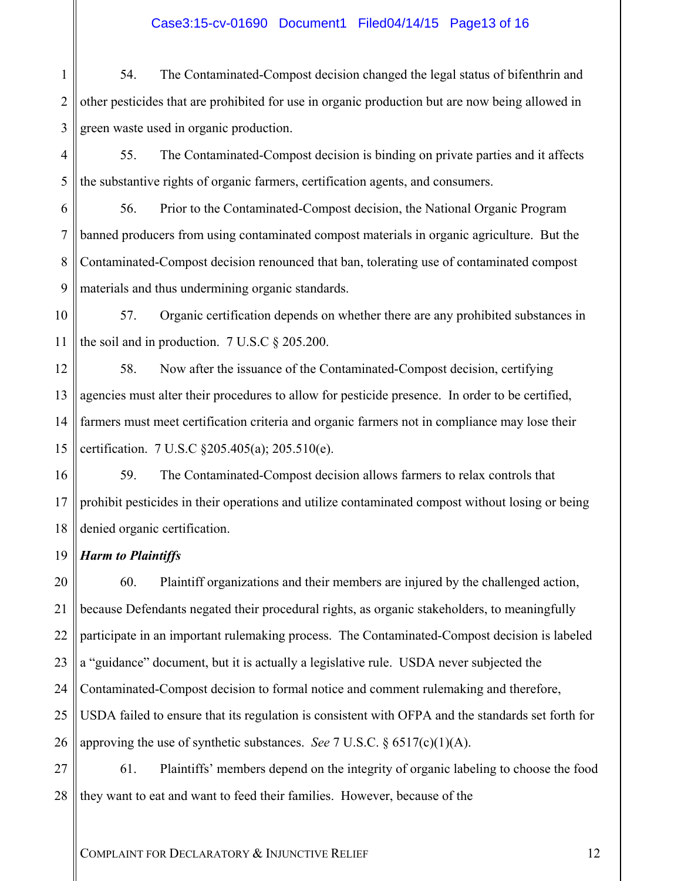54. The Contaminated-Compost decision changed the legal status of bifenthrin and other pesticides that are prohibited for use in organic production but are now being allowed in green waste used in organic production.

55. The Contaminated-Compost decision is binding on private parties and it affects the substantive rights of organic farmers, certification agents, and consumers.

56. Prior to the Contaminated-Compost decision, the National Organic Program banned producers from using contaminated compost materials in organic agriculture. But the Contaminated-Compost decision renounced that ban, tolerating use of contaminated compost materials and thus undermining organic standards.

57. Organic certification depends on whether there are any prohibited substances in the soil and in production. 7 U.S.C § 205.200.

58. Now after the issuance of the Contaminated-Compost decision, certifying agencies must alter their procedures to allow for pesticide presence. In order to be certified, farmers must meet certification criteria and organic farmers not in compliance may lose their certification. 7 U.S.C §205.405(a); 205.510(e).

59. The Contaminated-Compost decision allows farmers to relax controls that prohibit pesticides in their operations and utilize contaminated compost without losing or being denied organic certification.

***Harm to Plaintiffs***

60. Plaintiff organizations and their members are injured by the challenged action, because Defendants negated their procedural rights, as organic stakeholders, to meaningfully participate in an important rulemaking process. The Contaminated-Compost decision is labeled a "guidance" document, but it is actually a legislative rule. USDA never subjected the Contaminated-Compost decision to formal notice and comment rulemaking and therefore, USDA failed to ensure that its regulation is consistent with OFPA and the standards set forth for approving the use of synthetic substances. *See* 7 U.S.C. § 6517(c)(1)(A).

61. Plaintiffs' members depend on the integrity of organic labeling to choose the food they want to eat and want to feed their families. However, because of the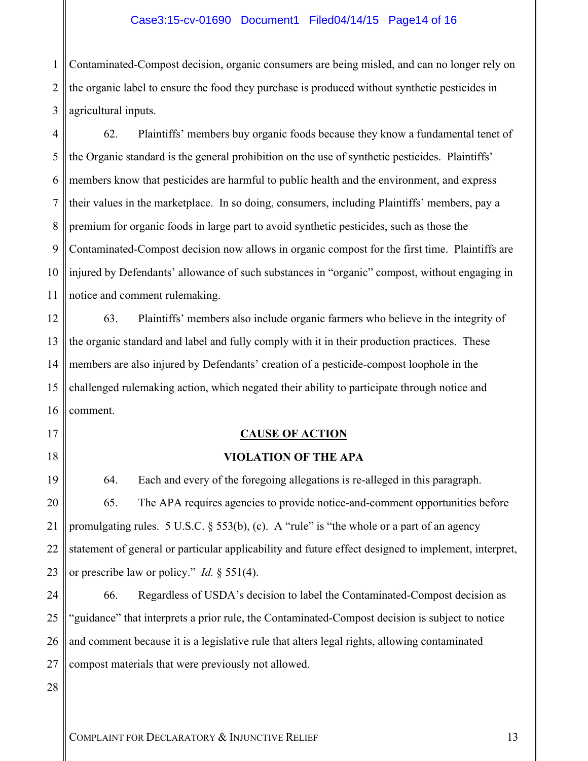Contaminated-Compost decision, organic consumers are being misled, and can no longer rely on the organic label to ensure the food they purchase is produced without synthetic pesticides in agricultural inputs.

62. Plaintiffs' members buy organic foods because they know a fundamental tenet of the Organic standard is the general prohibition on the use of synthetic pesticides. Plaintiffs' members know that pesticides are harmful to public health and the environment, and express their values in the marketplace. In so doing, consumers, including Plaintiffs' members, pay a premium for organic foods in large part to avoid synthetic pesticides, such as those the Contaminated-Compost decision now allows in organic compost for the first time. Plaintiffs are injured by Defendants' allowance of such substances in "organic" compost, without engaging in notice and comment rulemaking.

63. Plaintiffs' members also include organic farmers who believe in the integrity of the organic standard and label and fully comply with it in their production practices. These members are also injured by Defendants' creation of a pesticide-compost loophole in the challenged rulemaking action, which negated their ability to participate through notice and comment.

## CAUSE OF ACTION

### VIOLATION OF THE APA

64. Each and every of the foregoing allegations is re-alleged in this paragraph.

65. The APA requires agencies to provide notice-and-comment opportunities before promulgating rules. 5 U.S.C. § 553(b), (c). A "rule" is "the whole or a part of an agency statement of general or particular applicability and future effect designed to implement, interpret, or prescribe law or policy." *Id.* § 551(4).

66. Regardless of USDA's decision to label the Contaminated-Compost decision as "guidance" that interprets a prior rule, the Contaminated-Compost decision is subject to notice and comment because it is a legislative rule that alters legal rights, allowing contaminated compost materials that were previously not allowed.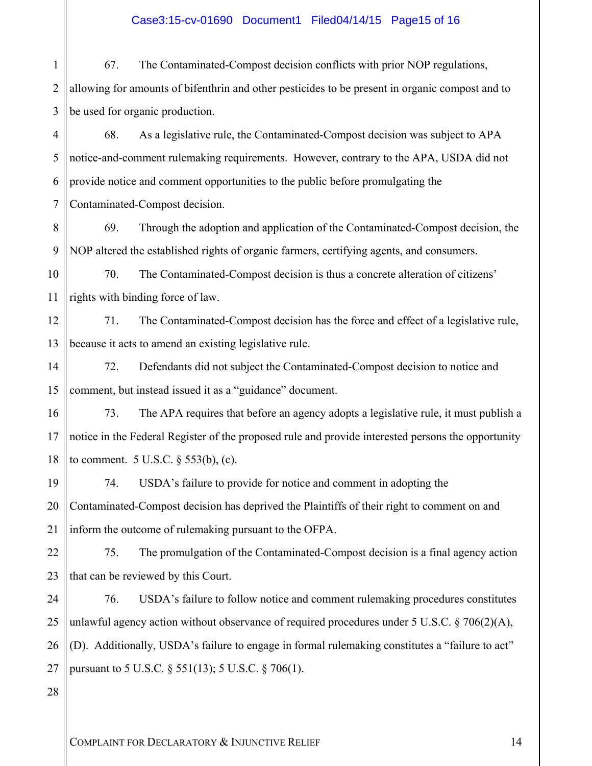67. The Contaminated-Compost decision conflicts with prior NOP regulations, allowing for amounts of bifenthrin and other pesticides to be present in organic compost and to be used for organic production.

68. As a legislative rule, the Contaminated-Compost decision was subject to APA notice-and-comment rulemaking requirements. However, contrary to the APA, USDA did not provide notice and comment opportunities to the public before promulgating the Contaminated-Compost decision.

69. Through the adoption and application of the Contaminated-Compost decision, the NOP altered the established rights of organic farmers, certifying agents, and consumers.

70. The Contaminated-Compost decision is thus a concrete alteration of citizens' rights with binding force of law.

71. The Contaminated-Compost decision has the force and effect of a legislative rule, because it acts to amend an existing legislative rule.

72. Defendants did not subject the Contaminated-Compost decision to notice and comment, but instead issued it as a "guidance" document.

73. The APA requires that before an agency adopts a legislative rule, it must publish a notice in the Federal Register of the proposed rule and provide interested persons the opportunity to comment. 5 U.S.C. § 553(b), (c).

74. USDA's failure to provide for notice and comment in adopting the Contaminated-Compost decision has deprived the Plaintiffs of their right to comment on and inform the outcome of rulemaking pursuant to the OFPA.

75. The promulgation of the Contaminated-Compost decision is a final agency action that can be reviewed by this Court.

76. USDA's failure to follow notice and comment rulemaking procedures constitutes unlawful agency action without observance of required procedures under 5 U.S.C. § 706(2)(A), (D). Additionally, USDA's failure to engage in formal rulemaking constitutes a "failure to act" pursuant to 5 U.S.C. § 551(13); 5 U.S.C. § 706(1).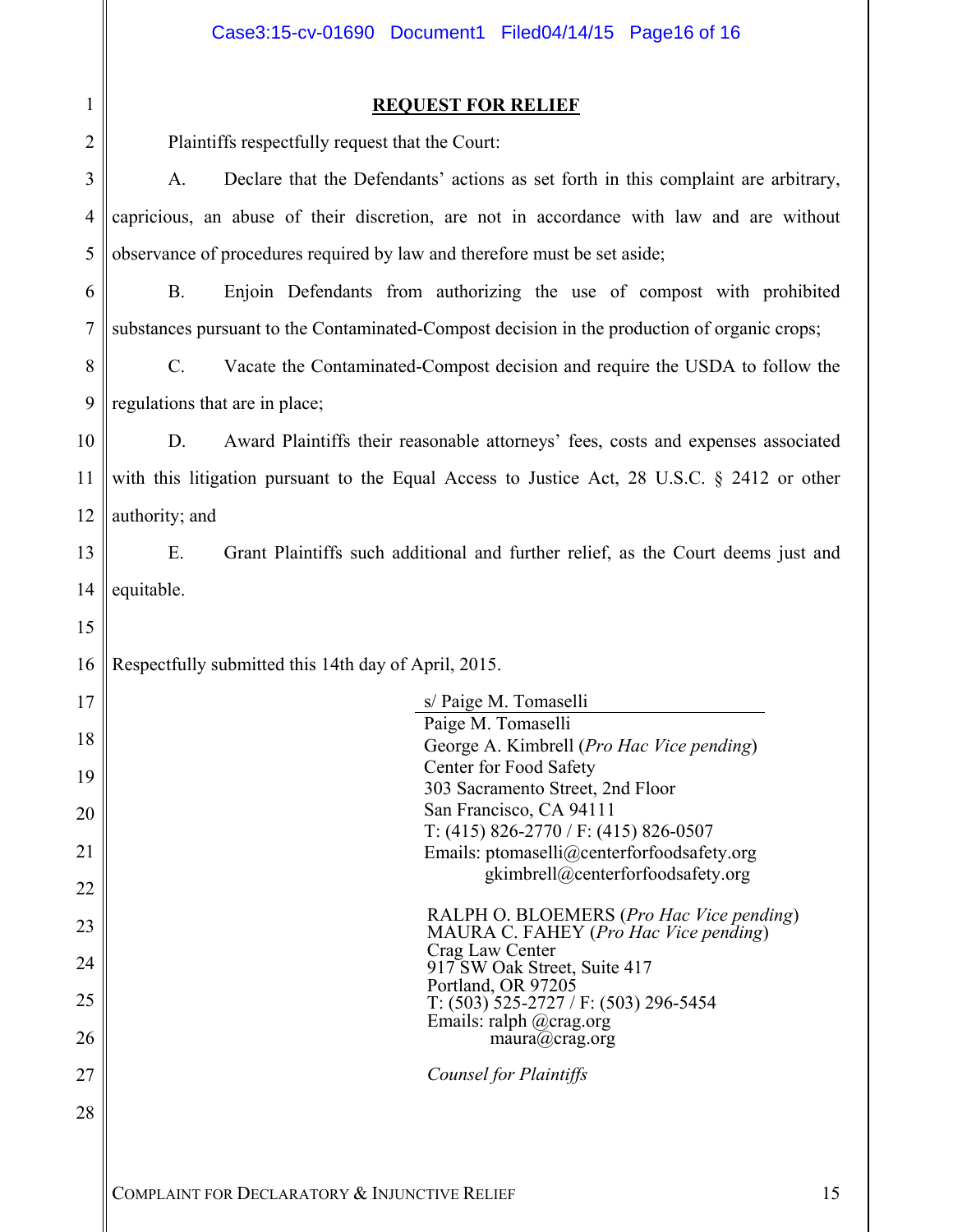**REQUEST FOR RELIEF**

Plaintiffs respectfully request that the Court:

A. Declare that the Defendants' actions as set forth in this complaint are arbitrary, capricious, an abuse of their discretion, are not in accordance with law and are without observance of procedures required by law and therefore must be set aside;

B. Enjoin Defendants from authorizing the use of compost with prohibited substances pursuant to the Contaminated-Compost decision in the production of organic crops;

C. Vacate the Contaminated-Compost decision and require the USDA to follow the regulations that are in place;

D. Award Plaintiffs their reasonable attorneys' fees, costs and expenses associated with this litigation pursuant to the Equal Access to Justice Act, 28 U.S.C. § 2412 or other authority; and

E. Grant Plaintiffs such additional and further relief, as the Court deems just and equitable.

Respectfully submitted this 14th day of April, 2015.

s/ Paige M. Tomaselli
Paige M. Tomaselli
George A. Kimbrell (*Pro Hac Vice pending*)
Center for Food Safety
303 Sacramento Street, 2nd Floor
San Francisco, CA 94111
T: (415) 826-2770 / F: (415) 826-0507
Emails: ptomaselli@centerforfoodsafety.org
gkimbrell@centerforfoodsafety.org

RALPH O. BLOEMERS (*Pro Hac Vice pending*)
MAURA C. FAHEY (*Pro Hac Vice pending*)
Crag Law Center
917 SW Oak Street, Suite 417
Portland, OR 97205
T: (503) 525-2727 / F: (503) 296-5454
Emails: ralph @crag.org
maura@crag.org

*Counsel for Plaintiffs*